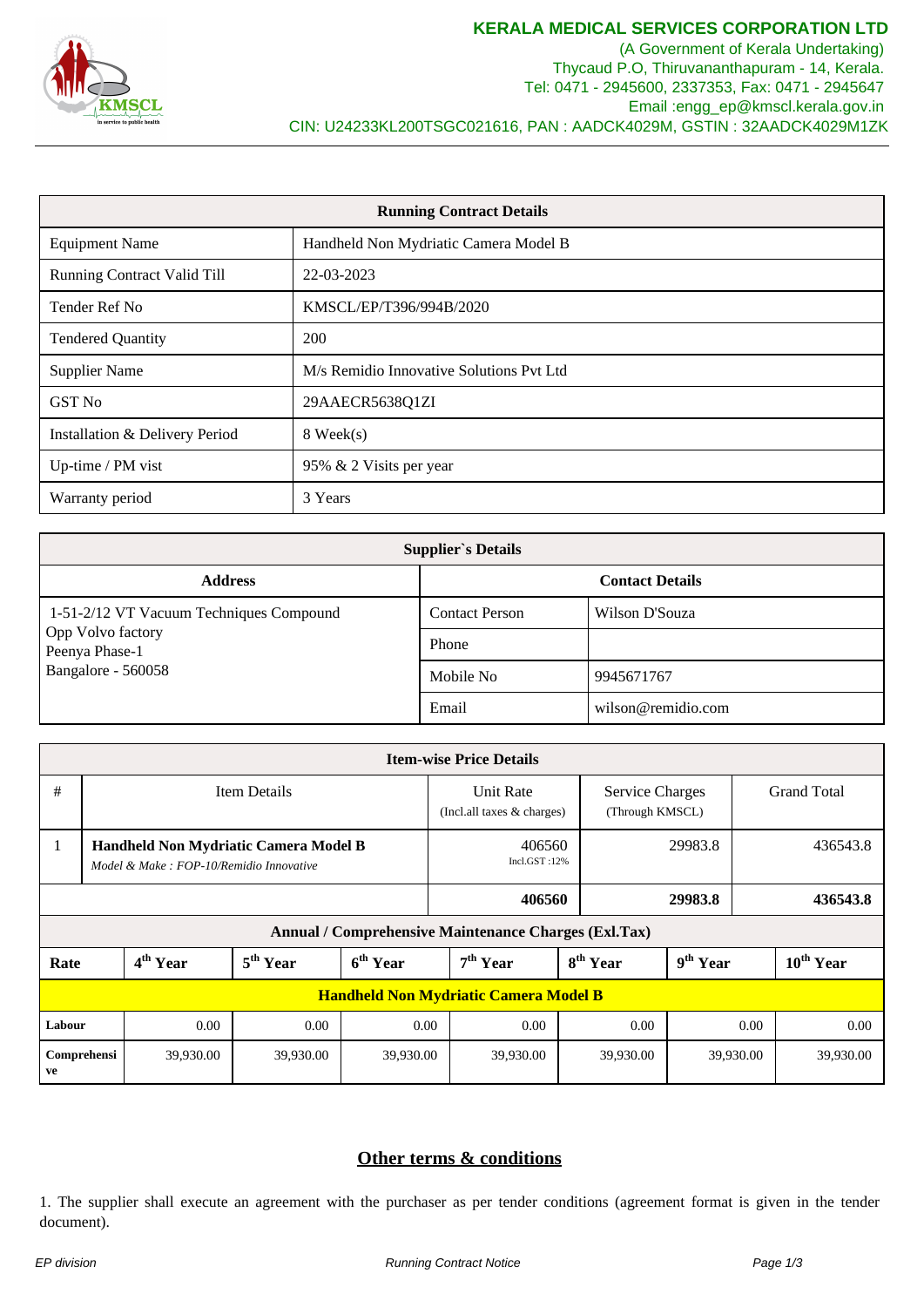**KERALA MEDICAL SERVICES CORPORATION LTD**
(A Government of Kerala Undertaking)
Thycaud P.O, Thiruvananthapuram - 14, Kerala.
Tel: 0471 - 2945600, 2337353, Fax: 0471 - 2945647
Email :engg_ep@kmscl.kerala.gov.in
CIN: U24233KL200TSGC021616, PAN : AADCK4029M, GSTIN : 32AADCK4029M1ZK

| Running Contract Details | |
|---|---|
| Equipment Name | Handheld Non Mydriatic Camera Model B |
| Running Contract Valid Till | 22-03-2023 |
| Tender Ref No | KMSCL/EP/T396/994B/2020 |
| Tendered Quantity | 200 |
| Supplier Name | M/s Remidio Innovative Solutions Pvt Ltd |
| GST No | 29AAECR5638Q1ZI |
| Installation & Delivery Period | 8 Week(s) |
| Up-time / PM vist | 95% & 2 Visits per year |
| Warranty period | 3 Years |

| Supplier`s Details | | |
|---|---|---|
| **Address** | **Contact Details** | |
| 1-51-2/12 VT Vacuum Techniques Compound<br>Opp Volvo factory<br>Peenya Phase-1<br>Bangalore - 560058 | Contact Person | Wilson D'Souza |
| | Phone | |
| | Mobile No | 9945671767 |
| | Email | wilson@remidio.com |

| Item-wise Price Details | | | | |
|---|---|---|---|---|
| # | Item Details | Unit Rate (Incl.all taxes & charges) | Service Charges (Through KMSCL) | Grand Total |
| 1 | **Handheld Non Mydriatic Camera Model B**<br>*Model & Make : FOP-10/Remidio Innovative* | 406560<br>Incl.GST :12% | 29983.8 | 436543.8 |
| | | **406560** | **29983.8** | **436543.8** |

| Annual / Comprehensive Maintenance Charges (Exl.Tax) | | | | | | | |
|---|---|---|---|---|---|---|---|
| **Rate** | **4th Year** | **5th Year** | **6th Year** | **7th Year** | **8th Year** | **9th Year** | **10th Year** |
| **Handheld Non Mydriatic Camera Model B** | | | | | | | |
| **Labour** | 0.00 | 0.00 | 0.00 | 0.00 | 0.00 | 0.00 | 0.00 |
| **Comprehensive** | 39,930.00 | 39,930.00 | 39,930.00 | 39,930.00 | 39,930.00 | 39,930.00 | 39,930.00 |

## Other terms & conditions

1. The supplier shall execute an agreement with the purchaser as per tender conditions (agreement format is given in the tender document).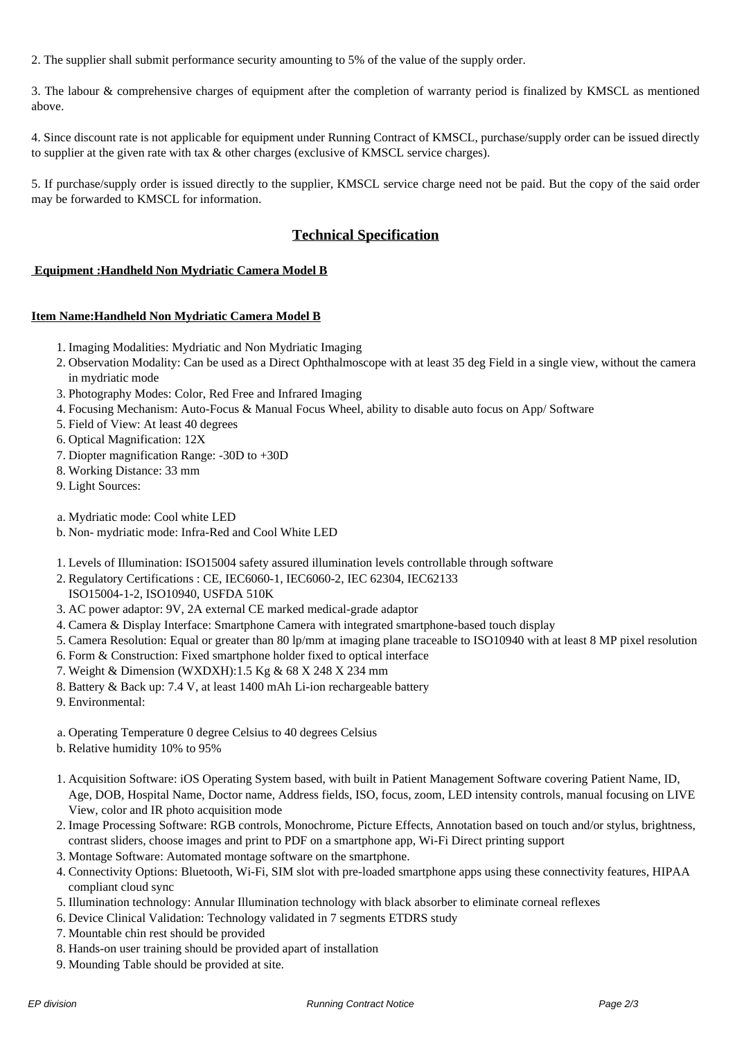2. The supplier shall submit performance security amounting to 5% of the value of the supply order.

3. The labour & comprehensive charges of equipment after the completion of warranty period is finalized by KMSCL as mentioned above.

4. Since discount rate is not applicable for equipment under Running Contract of KMSCL, purchase/supply order can be issued directly to supplier at the given rate with tax & other charges (exclusive of KMSCL service charges).

5. If purchase/supply order is issued directly to the supplier, KMSCL service charge need not be paid. But the copy of the said order may be forwarded to KMSCL for information.

## Technical Specification

**Equipment :Handheld Non Mydriatic Camera Model B**

**Item Name:Handheld Non Mydriatic Camera Model B**

1. Imaging Modalities: Mydriatic and Non Mydriatic Imaging
2. Observation Modality: Can be used as a Direct Ophthalmoscope with at least 35 deg Field in a single view, without the camera in mydriatic mode
3. Photography Modes: Color, Red Free and Infrared Imaging
4. Focusing Mechanism: Auto-Focus & Manual Focus Wheel, ability to disable auto focus on App/ Software
5. Field of View: At least 40 degrees
6. Optical Magnification: 12X
7. Diopter magnification Range: -30D to +30D
8. Working Distance: 33 mm
9. Light Sources:

a. Mydriatic mode: Cool white LED
b. Non- mydriatic mode: Infra-Red and Cool White LED

1. Levels of Illumination: ISO15004 safety assured illumination levels controllable through software
2. Regulatory Certifications : CE, IEC6060-1, IEC6060-2, IEC 62304, IEC62133
   ISO15004-1-2, ISO10940, USFDA 510K
3. AC power adaptor: 9V, 2A external CE marked medical-grade adaptor
4. Camera & Display Interface: Smartphone Camera with integrated smartphone-based touch display
5. Camera Resolution: Equal or greater than 80 lp/mm at imaging plane traceable to ISO10940 with at least 8 MP pixel resolution
6. Form & Construction: Fixed smartphone holder fixed to optical interface
7. Weight & Dimension (WXDXH):1.5 Kg & 68 X 248 X 234 mm
8. Battery & Back up: 7.4 V, at least 1400 mAh Li-ion rechargeable battery
9. Environmental:

a. Operating Temperature 0 degree Celsius to 40 degrees Celsius
b. Relative humidity 10% to 95%

1. Acquisition Software: iOS Operating System based, with built in Patient Management Software covering Patient Name, ID, Age, DOB, Hospital Name, Doctor name, Address fields, ISO, focus, zoom, LED intensity controls, manual focusing on LIVE View, color and IR photo acquisition mode
2. Image Processing Software: RGB controls, Monochrome, Picture Effects, Annotation based on touch and/or stylus, brightness, contrast sliders, choose images and print to PDF on a smartphone app, Wi-Fi Direct printing support
3. Montage Software: Automated montage software on the smartphone.
4. Connectivity Options: Bluetooth, Wi-Fi, SIM slot with pre-loaded smartphone apps using these connectivity features, HIPAA compliant cloud sync
5. Illumination technology: Annular Illumination technology with black absorber to eliminate corneal reflexes
6. Device Clinical Validation: Technology validated in 7 segments ETDRS study
7. Mountable chin rest should be provided
8. Hands-on user training should be provided apart of installation
9. Mounding Table should be provided at site.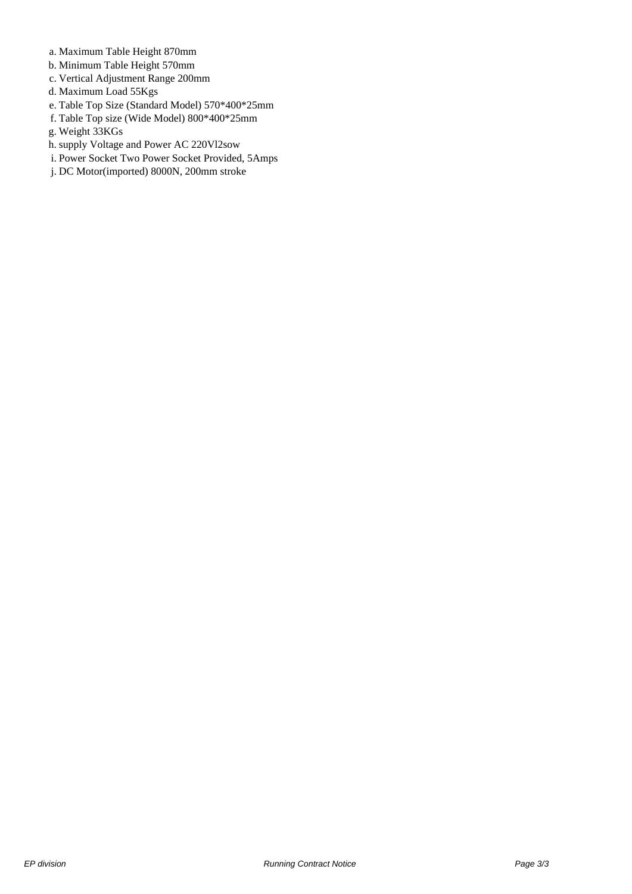a. Maximum Table Height 870mm
b. Minimum Table Height 570mm
c. Vertical Adjustment Range 200mm
d. Maximum Load 55Kgs
e. Table Top Size (Standard Model) 570*400*25mm
f. Table Top size (Wide Model) 800*400*25mm
g. Weight 33KGs
h. supply Voltage and Power AC 220Vl2sow
i. Power Socket Two Power Socket Provided, 5Amps
j. DC Motor(imported) 8000N, 200mm stroke